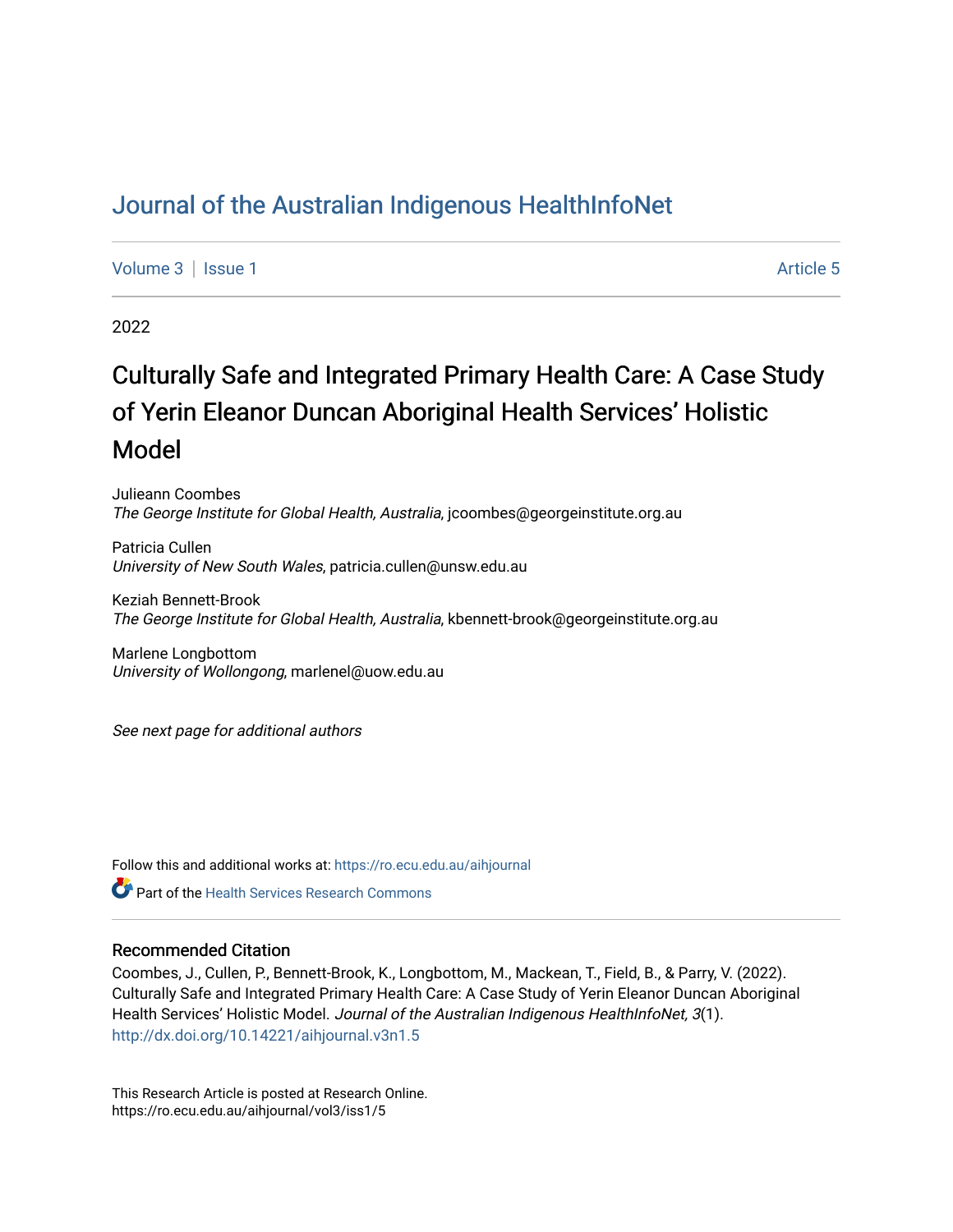# Journal of the Australian Indigenous HealthInfoNet

Volume 3 | Issue 1 Article 5

2022

## Culturally Safe and Integrated Primary Health Care: A Case Study of Yerin Eleanor Duncan Aboriginal Health Services' Holistic Model

Julieann Coombes  
*The George Institute for Global Health, Australia*, jcoombes@georgeinstitute.org.au

Patricia Cullen  
*University of New South Wales*, patricia.cullen@unsw.edu.au

Keziah Bennett-Brook  
*The George Institute for Global Health, Australia*, kbennett-brook@georgeinstitute.org.au

Marlene Longbottom  
*University of Wollongong*, marlenel@uow.edu.au

*See next page for additional authors*

Follow this and additional works at: https://ro.ecu.edu.au/aihjournal

Part of the Health Services Research Commons

### Recommended Citation

Coombes, J., Cullen, P., Bennett-Brook, K., Longbottom, M., Mackean, T., Field, B., & Parry, V. (2022). Culturally Safe and Integrated Primary Health Care: A Case Study of Yerin Eleanor Duncan Aboriginal Health Services' Holistic Model. *Journal of the Australian Indigenous HealthInfoNet, 3*(1). http://dx.doi.org/10.14221/aihjournal.v3n1.5

This Research Article is posted at Research Online.  
https://ro.ecu.edu.au/aihjournal/vol3/iss1/5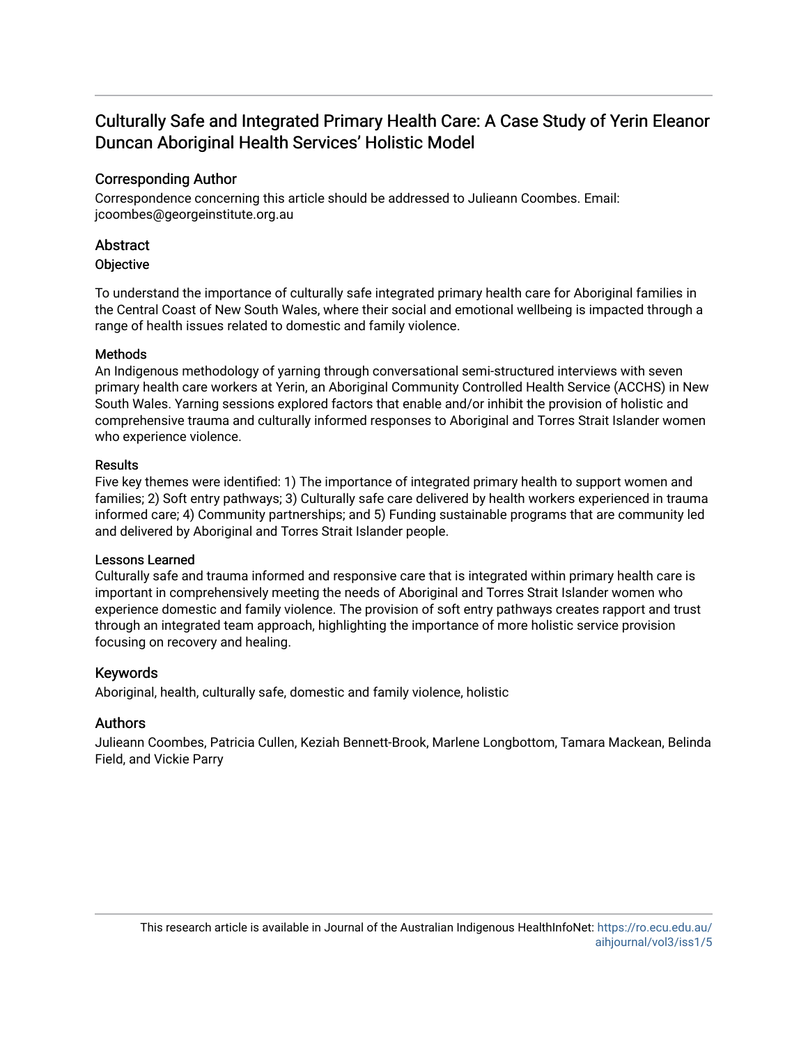# Culturally Safe and Integrated Primary Health Care: A Case Study of Yerin Eleanor Duncan Aboriginal Health Services' Holistic Model

## Corresponding Author

Correspondence concerning this article should be addressed to Julieann Coombes. Email: jcoombes@georgeinstitute.org.au

## Abstract

### Objective

To understand the importance of culturally safe integrated primary health care for Aboriginal families in the Central Coast of New South Wales, where their social and emotional wellbeing is impacted through a range of health issues related to domestic and family violence.

### Methods

An Indigenous methodology of yarning through conversational semi-structured interviews with seven primary health care workers at Yerin, an Aboriginal Community Controlled Health Service (ACCHS) in New South Wales. Yarning sessions explored factors that enable and/or inhibit the provision of holistic and comprehensive trauma and culturally informed responses to Aboriginal and Torres Strait Islander women who experience violence.

### Results

Five key themes were identified: 1) The importance of integrated primary health to support women and families; 2) Soft entry pathways; 3) Culturally safe care delivered by health workers experienced in trauma informed care; 4) Community partnerships; and 5) Funding sustainable programs that are community led and delivered by Aboriginal and Torres Strait Islander people.

### Lessons Learned

Culturally safe and trauma informed and responsive care that is integrated within primary health care is important in comprehensively meeting the needs of Aboriginal and Torres Strait Islander women who experience domestic and family violence. The provision of soft entry pathways creates rapport and trust through an integrated team approach, highlighting the importance of more holistic service provision focusing on recovery and healing.

## Keywords

Aboriginal, health, culturally safe, domestic and family violence, holistic

## Authors

Julieann Coombes, Patricia Cullen, Keziah Bennett-Brook, Marlene Longbottom, Tamara Mackean, Belinda Field, and Vickie Parry

This research article is available in Journal of the Australian Indigenous HealthInfoNet: https://ro.ecu.edu.au/aihjournal/vol3/iss1/5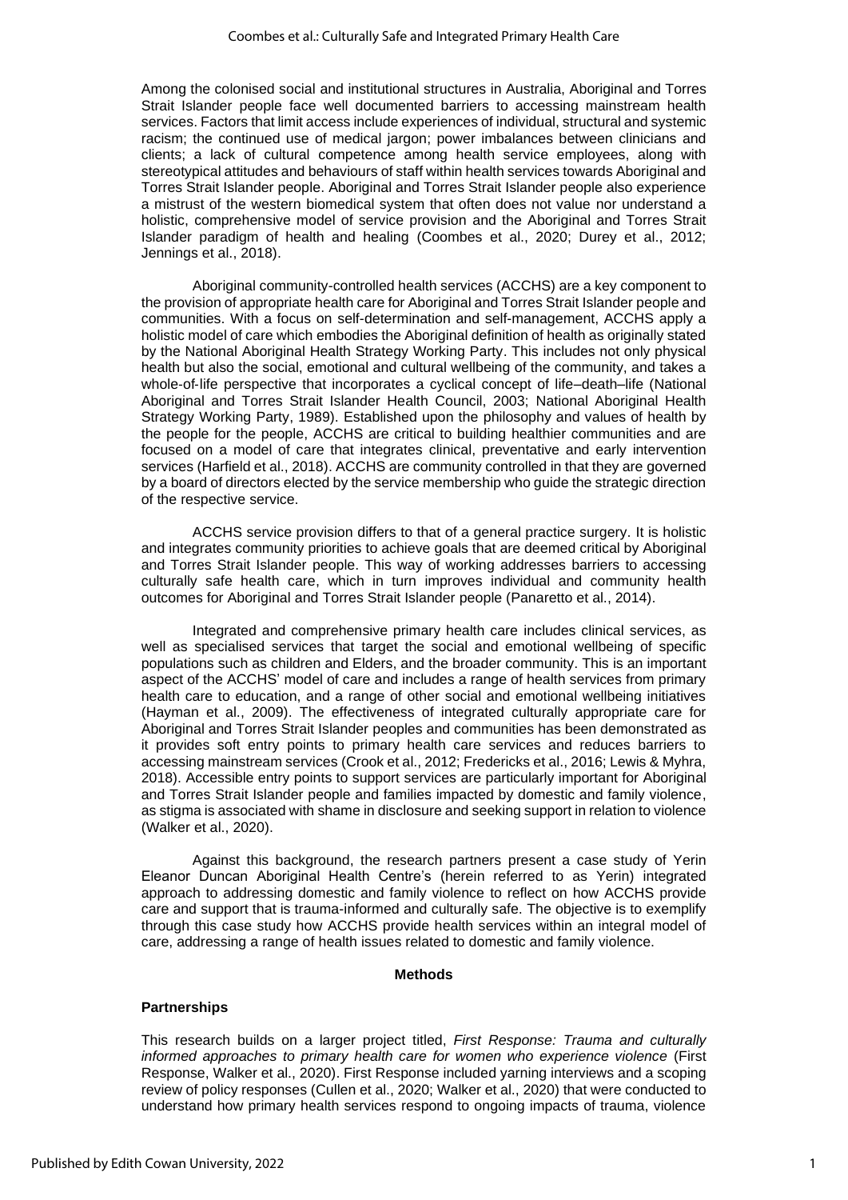Among the colonised social and institutional structures in Australia, Aboriginal and Torres Strait Islander people face well documented barriers to accessing mainstream health services. Factors that limit access include experiences of individual, structural and systemic racism; the continued use of medical jargon; power imbalances between clinicians and clients; a lack of cultural competence among health service employees, along with stereotypical attitudes and behaviours of staff within health services towards Aboriginal and Torres Strait Islander people. Aboriginal and Torres Strait Islander people also experience a mistrust of the western biomedical system that often does not value nor understand a holistic, comprehensive model of service provision and the Aboriginal and Torres Strait Islander paradigm of health and healing (Coombes et al., 2020; Durey et al., 2012; Jennings et al., 2018).

Aboriginal community-controlled health services (ACCHS) are a key component to the provision of appropriate health care for Aboriginal and Torres Strait Islander people and communities. With a focus on self-determination and self-management, ACCHS apply a holistic model of care which embodies the Aboriginal definition of health as originally stated by the National Aboriginal Health Strategy Working Party. This includes not only physical health but also the social, emotional and cultural wellbeing of the community, and takes a whole-of-life perspective that incorporates a cyclical concept of life–death–life (National Aboriginal and Torres Strait Islander Health Council, 2003; National Aboriginal Health Strategy Working Party, 1989). Established upon the philosophy and values of health by the people for the people, ACCHS are critical to building healthier communities and are focused on a model of care that integrates clinical, preventative and early intervention services (Harfield et al., 2018). ACCHS are community controlled in that they are governed by a board of directors elected by the service membership who guide the strategic direction of the respective service.

ACCHS service provision differs to that of a general practice surgery. It is holistic and integrates community priorities to achieve goals that are deemed critical by Aboriginal and Torres Strait Islander people. This way of working addresses barriers to accessing culturally safe health care, which in turn improves individual and community health outcomes for Aboriginal and Torres Strait Islander people (Panaretto et al., 2014).

Integrated and comprehensive primary health care includes clinical services, as well as specialised services that target the social and emotional wellbeing of specific populations such as children and Elders, and the broader community. This is an important aspect of the ACCHS' model of care and includes a range of health services from primary health care to education, and a range of other social and emotional wellbeing initiatives (Hayman et al., 2009). The effectiveness of integrated culturally appropriate care for Aboriginal and Torres Strait Islander peoples and communities has been demonstrated as it provides soft entry points to primary health care services and reduces barriers to accessing mainstream services (Crook et al., 2012; Fredericks et al., 2016; Lewis & Myhra, 2018). Accessible entry points to support services are particularly important for Aboriginal and Torres Strait Islander people and families impacted by domestic and family violence, as stigma is associated with shame in disclosure and seeking support in relation to violence (Walker et al., 2020).

Against this background, the research partners present a case study of Yerin Eleanor Duncan Aboriginal Health Centre's (herein referred to as Yerin) integrated approach to addressing domestic and family violence to reflect on how ACCHS provide care and support that is trauma-informed and culturally safe. The objective is to exemplify through this case study how ACCHS provide health services within an integral model of care, addressing a range of health issues related to domestic and family violence.

## Methods

### Partnerships

This research builds on a larger project titled, *First Response: Trauma and culturally informed approaches to primary health care for women who experience violence* (First Response, Walker et al., 2020). First Response included yarning interviews and a scoping review of policy responses (Cullen et al., 2020; Walker et al., 2020) that were conducted to understand how primary health services respond to ongoing impacts of trauma, violence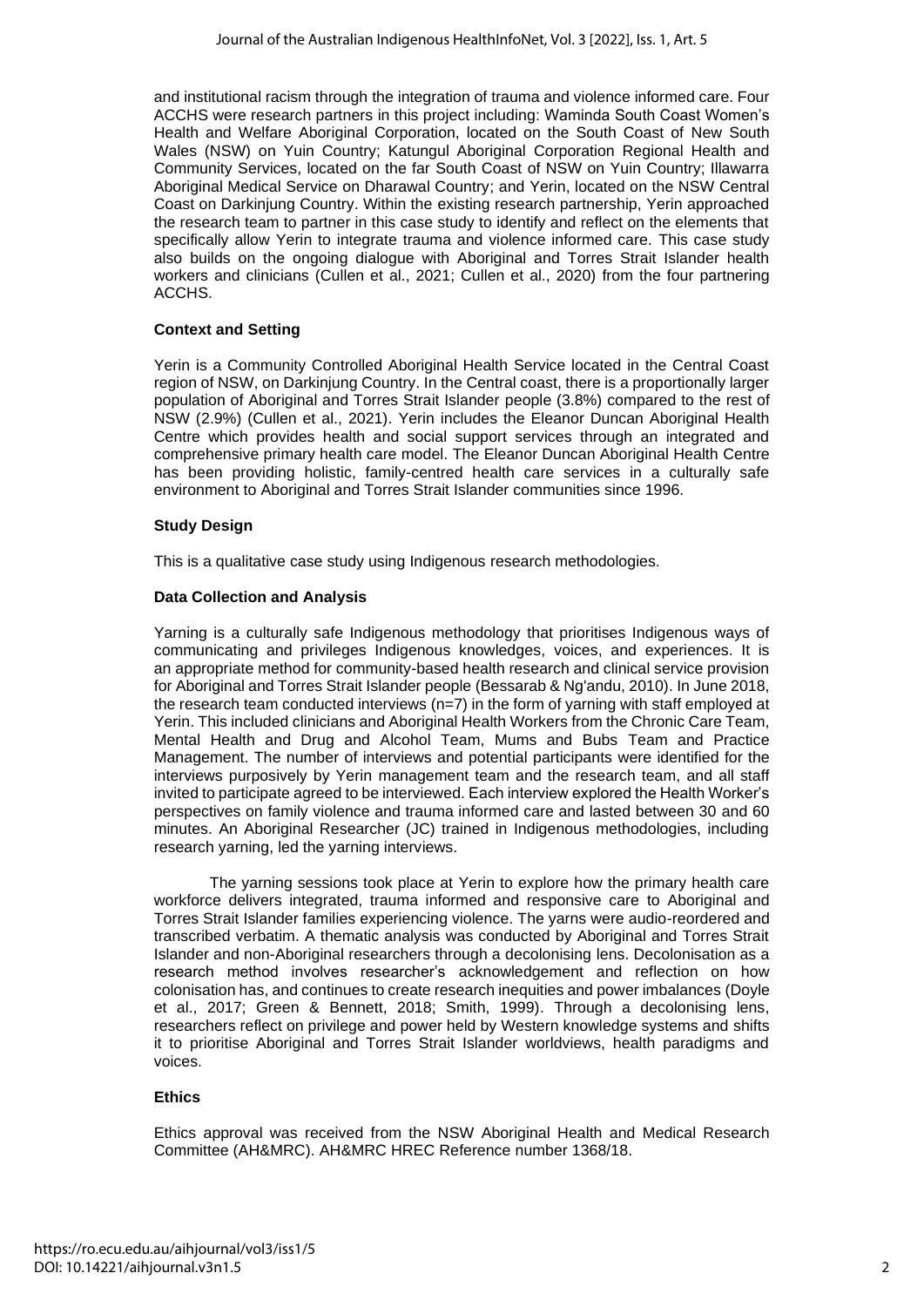and institutional racism through the integration of trauma and violence informed care. Four ACCHS were research partners in this project including: Waminda South Coast Women's Health and Welfare Aboriginal Corporation, located on the South Coast of New South Wales (NSW) on Yuin Country; Katungul Aboriginal Corporation Regional Health and Community Services, located on the far South Coast of NSW on Yuin Country; Illawarra Aboriginal Medical Service on Dharawal Country; and Yerin, located on the NSW Central Coast on Darkinjung Country. Within the existing research partnership, Yerin approached the research team to partner in this case study to identify and reflect on the elements that specifically allow Yerin to integrate trauma and violence informed care. This case study also builds on the ongoing dialogue with Aboriginal and Torres Strait Islander health workers and clinicians (Cullen et al., 2021; Cullen et al., 2020) from the four partnering ACCHS.

### Context and Setting

Yerin is a Community Controlled Aboriginal Health Service located in the Central Coast region of NSW, on Darkinjung Country. In the Central coast, there is a proportionally larger population of Aboriginal and Torres Strait Islander people (3.8%) compared to the rest of NSW (2.9%) (Cullen et al., 2021). Yerin includes the Eleanor Duncan Aboriginal Health Centre which provides health and social support services through an integrated and comprehensive primary health care model. The Eleanor Duncan Aboriginal Health Centre has been providing holistic, family-centred health care services in a culturally safe environment to Aboriginal and Torres Strait Islander communities since 1996.

### Study Design

This is a qualitative case study using Indigenous research methodologies.

### Data Collection and Analysis

Yarning is a culturally safe Indigenous methodology that prioritises Indigenous ways of communicating and privileges Indigenous knowledges, voices, and experiences. It is an appropriate method for community-based health research and clinical service provision for Aboriginal and Torres Strait Islander people (Bessarab & Ng'andu, 2010). In June 2018, the research team conducted interviews (n=7) in the form of yarning with staff employed at Yerin. This included clinicians and Aboriginal Health Workers from the Chronic Care Team, Mental Health and Drug and Alcohol Team, Mums and Bubs Team and Practice Management. The number of interviews and potential participants were identified for the interviews purposively by Yerin management team and the research team, and all staff invited to participate agreed to be interviewed. Each interview explored the Health Worker's perspectives on family violence and trauma informed care and lasted between 30 and 60 minutes. An Aboriginal Researcher (JC) trained in Indigenous methodologies, including research yarning, led the yarning interviews.

The yarning sessions took place at Yerin to explore how the primary health care workforce delivers integrated, trauma informed and responsive care to Aboriginal and Torres Strait Islander families experiencing violence. The yarns were audio-reordered and transcribed verbatim. A thematic analysis was conducted by Aboriginal and Torres Strait Islander and non-Aboriginal researchers through a decolonising lens. Decolonisation as a research method involves researcher's acknowledgement and reflection on how colonisation has, and continues to create research inequities and power imbalances (Doyle et al., 2017; Green & Bennett, 2018; Smith, 1999). Through a decolonising lens, researchers reflect on privilege and power held by Western knowledge systems and shifts it to prioritise Aboriginal and Torres Strait Islander worldviews, health paradigms and voices.

### Ethics

Ethics approval was received from the NSW Aboriginal Health and Medical Research Committee (AH&MRC). AH&MRC HREC Reference number 1368/18.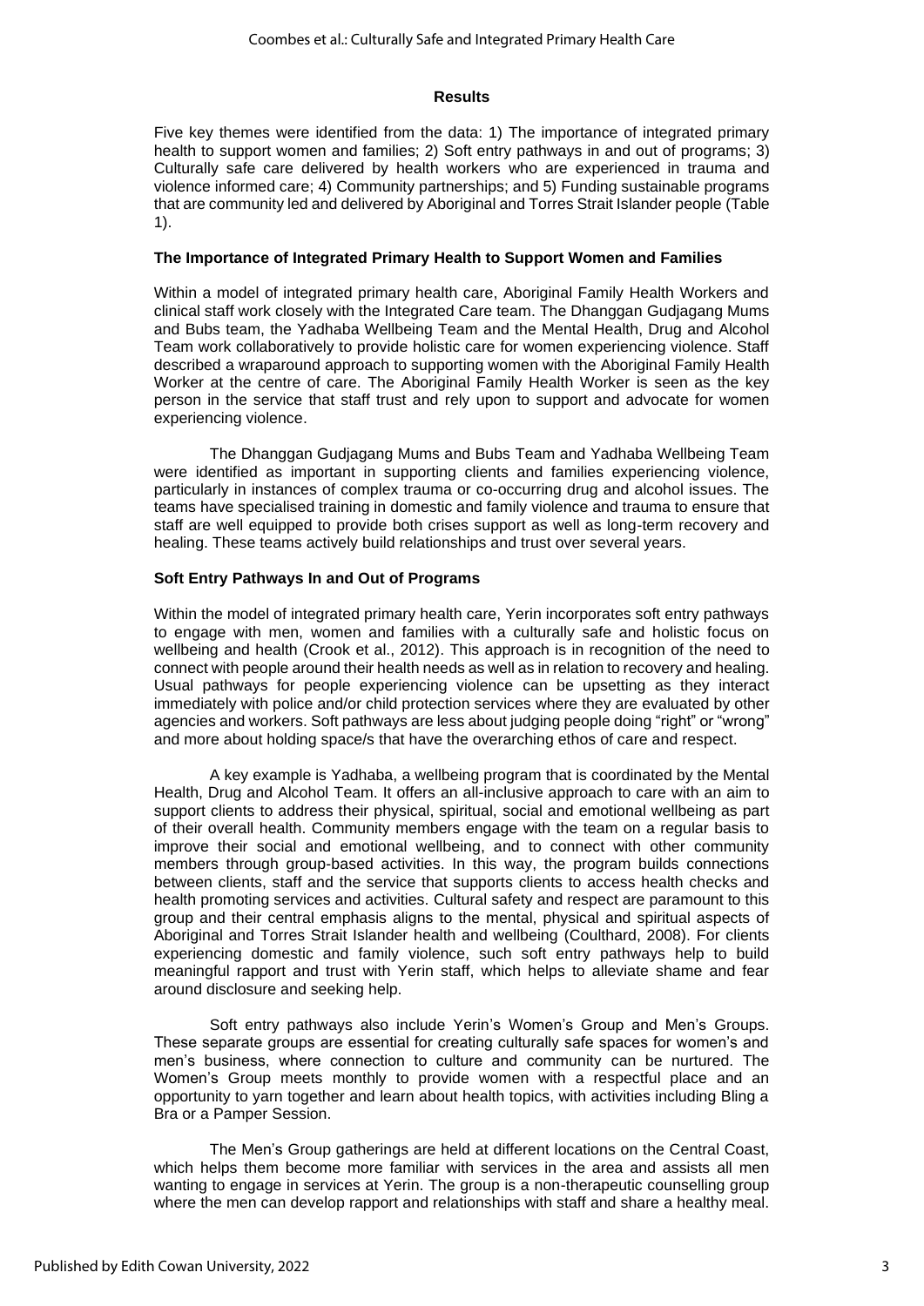## Results

Five key themes were identified from the data: 1) The importance of integrated primary health to support women and families; 2) Soft entry pathways in and out of programs; 3) Culturally safe care delivered by health workers who are experienced in trauma and violence informed care; 4) Community partnerships; and 5) Funding sustainable programs that are community led and delivered by Aboriginal and Torres Strait Islander people (Table 1).

### The Importance of Integrated Primary Health to Support Women and Families

Within a model of integrated primary health care, Aboriginal Family Health Workers and clinical staff work closely with the Integrated Care team. The Dhanggan Gudjagang Mums and Bubs team, the Yadhaba Wellbeing Team and the Mental Health, Drug and Alcohol Team work collaboratively to provide holistic care for women experiencing violence. Staff described a wraparound approach to supporting women with the Aboriginal Family Health Worker at the centre of care. The Aboriginal Family Health Worker is seen as the key person in the service that staff trust and rely upon to support and advocate for women experiencing violence.

The Dhanggan Gudjagang Mums and Bubs Team and Yadhaba Wellbeing Team were identified as important in supporting clients and families experiencing violence, particularly in instances of complex trauma or co-occurring drug and alcohol issues. The teams have specialised training in domestic and family violence and trauma to ensure that staff are well equipped to provide both crises support as well as long-term recovery and healing. These teams actively build relationships and trust over several years.

### Soft Entry Pathways In and Out of Programs

Within the model of integrated primary health care, Yerin incorporates soft entry pathways to engage with men, women and families with a culturally safe and holistic focus on wellbeing and health (Crook et al., 2012). This approach is in recognition of the need to connect with people around their health needs as well as in relation to recovery and healing. Usual pathways for people experiencing violence can be upsetting as they interact immediately with police and/or child protection services where they are evaluated by other agencies and workers. Soft pathways are less about judging people doing "right" or "wrong" and more about holding space/s that have the overarching ethos of care and respect.

A key example is Yadhaba, a wellbeing program that is coordinated by the Mental Health, Drug and Alcohol Team. It offers an all-inclusive approach to care with an aim to support clients to address their physical, spiritual, social and emotional wellbeing as part of their overall health. Community members engage with the team on a regular basis to improve their social and emotional wellbeing, and to connect with other community members through group-based activities. In this way, the program builds connections between clients, staff and the service that supports clients to access health checks and health promoting services and activities. Cultural safety and respect are paramount to this group and their central emphasis aligns to the mental, physical and spiritual aspects of Aboriginal and Torres Strait Islander health and wellbeing (Coulthard, 2008). For clients experiencing domestic and family violence, such soft entry pathways help to build meaningful rapport and trust with Yerin staff, which helps to alleviate shame and fear around disclosure and seeking help.

Soft entry pathways also include Yerin's Women's Group and Men's Groups. These separate groups are essential for creating culturally safe spaces for women's and men's business, where connection to culture and community can be nurtured. The Women's Group meets monthly to provide women with a respectful place and an opportunity to yarn together and learn about health topics, with activities including Bling a Bra or a Pamper Session.

The Men's Group gatherings are held at different locations on the Central Coast, which helps them become more familiar with services in the area and assists all men wanting to engage in services at Yerin. The group is a non-therapeutic counselling group where the men can develop rapport and relationships with staff and share a healthy meal.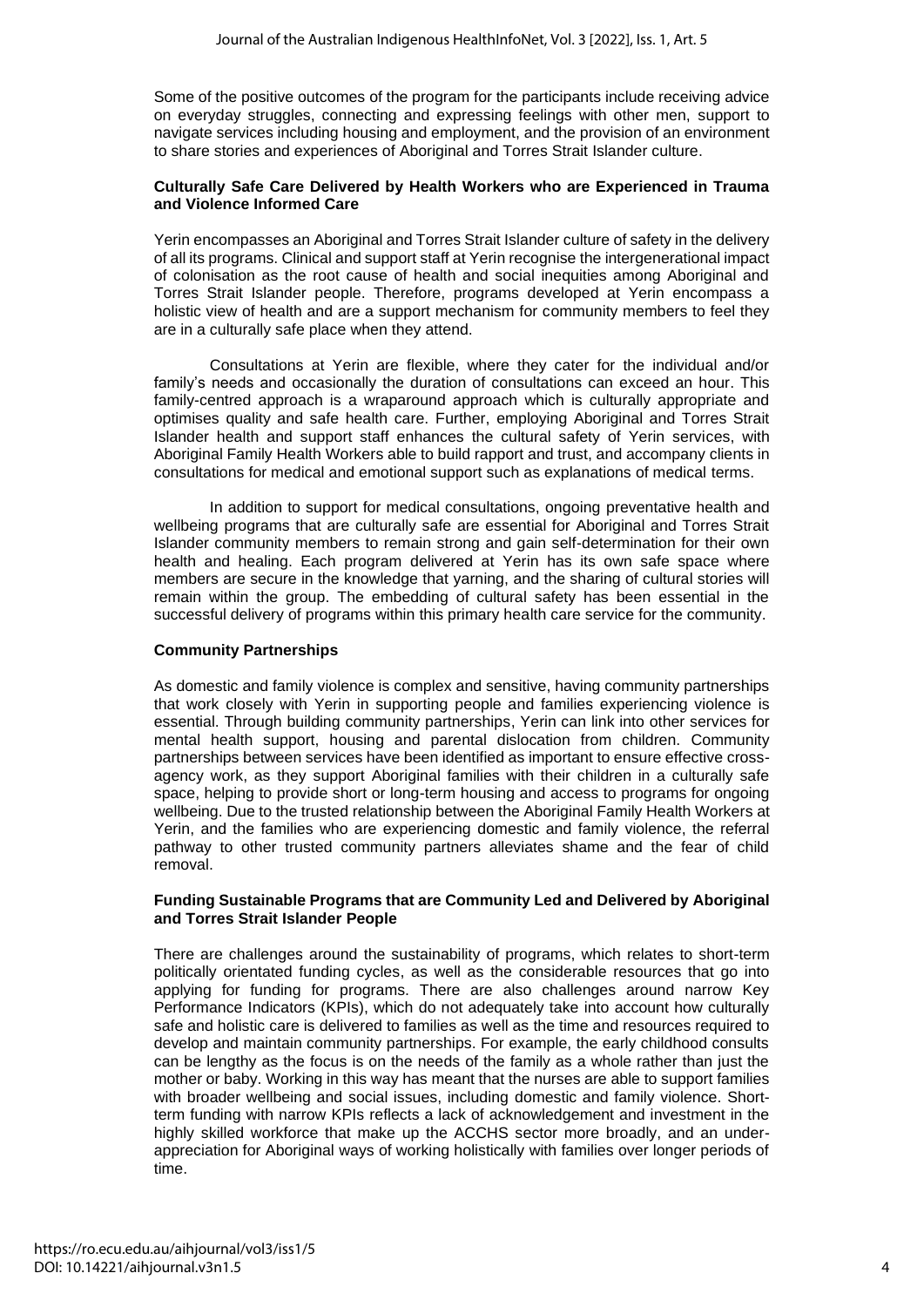Some of the positive outcomes of the program for the participants include receiving advice on everyday struggles, connecting and expressing feelings with other men, support to navigate services including housing and employment, and the provision of an environment to share stories and experiences of Aboriginal and Torres Strait Islander culture.

### Culturally Safe Care Delivered by Health Workers who are Experienced in Trauma and Violence Informed Care

Yerin encompasses an Aboriginal and Torres Strait Islander culture of safety in the delivery of all its programs. Clinical and support staff at Yerin recognise the intergenerational impact of colonisation as the root cause of health and social inequities among Aboriginal and Torres Strait Islander people. Therefore, programs developed at Yerin encompass a holistic view of health and are a support mechanism for community members to feel they are in a culturally safe place when they attend.

Consultations at Yerin are flexible, where they cater for the individual and/or family's needs and occasionally the duration of consultations can exceed an hour. This family-centred approach is a wraparound approach which is culturally appropriate and optimises quality and safe health care. Further, employing Aboriginal and Torres Strait Islander health and support staff enhances the cultural safety of Yerin services, with Aboriginal Family Health Workers able to build rapport and trust, and accompany clients in consultations for medical and emotional support such as explanations of medical terms.

In addition to support for medical consultations, ongoing preventative health and wellbeing programs that are culturally safe are essential for Aboriginal and Torres Strait Islander community members to remain strong and gain self-determination for their own health and healing. Each program delivered at Yerin has its own safe space where members are secure in the knowledge that yarning, and the sharing of cultural stories will remain within the group. The embedding of cultural safety has been essential in the successful delivery of programs within this primary health care service for the community.

### Community Partnerships

As domestic and family violence is complex and sensitive, having community partnerships that work closely with Yerin in supporting people and families experiencing violence is essential. Through building community partnerships, Yerin can link into other services for mental health support, housing and parental dislocation from children. Community partnerships between services have been identified as important to ensure effective cross-agency work, as they support Aboriginal families with their children in a culturally safe space, helping to provide short or long-term housing and access to programs for ongoing wellbeing. Due to the trusted relationship between the Aboriginal Family Health Workers at Yerin, and the families who are experiencing domestic and family violence, the referral pathway to other trusted community partners alleviates shame and the fear of child removal.

### Funding Sustainable Programs that are Community Led and Delivered by Aboriginal and Torres Strait Islander People

There are challenges around the sustainability of programs, which relates to short-term politically orientated funding cycles, as well as the considerable resources that go into applying for funding for programs. There are also challenges around narrow Key Performance Indicators (KPIs), which do not adequately take into account how culturally safe and holistic care is delivered to families as well as the time and resources required to develop and maintain community partnerships. For example, the early childhood consults can be lengthy as the focus is on the needs of the family as a whole rather than just the mother or baby. Working in this way has meant that the nurses are able to support families with broader wellbeing and social issues, including domestic and family violence. Short-term funding with narrow KPIs reflects a lack of acknowledgement and investment in the highly skilled workforce that make up the ACCHS sector more broadly, and an under-appreciation for Aboriginal ways of working holistically with families over longer periods of time.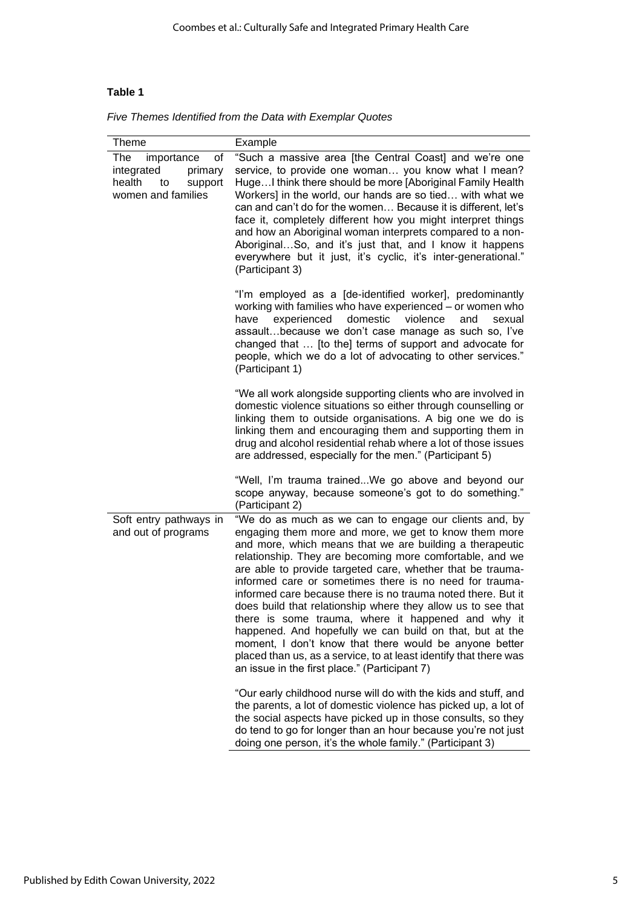**Table 1**

*Five Themes Identified from the Data with Exemplar Quotes*

| Theme | Example |
|---|---|
| The importance of integrated primary health to support women and families | "Such a massive area [the Central Coast] and we're one service, to provide one woman… you know what I mean? Huge…I think there should be more [Aboriginal Family Health Workers] in the world, our hands are so tied… with what we can and can't do for the women… Because it is different, let's face it, completely different how you might interpret things and how an Aboriginal woman interprets compared to a non-Aboriginal…So, and it's just that, and I know it happens everywhere but it just, it's cyclic, it's inter-generational." (Participant 3)<br><br>"I'm employed as a [de-identified worker], predominantly working with families who have experienced – or women who have experienced domestic violence and sexual assault…because we don't case manage as such so, I've changed that … [to the] terms of support and advocate for people, which we do a lot of advocating to other services." (Participant 1)<br><br>"We all work alongside supporting clients who are involved in domestic violence situations so either through counselling or linking them to outside organisations. A big one we do is linking them and encouraging them and supporting them in drug and alcohol residential rehab where a lot of those issues are addressed, especially for the men." (Participant 5)<br><br>"Well, I'm trauma trained...We go above and beyond our scope anyway, because someone's got to do something." (Participant 2) |
| Soft entry pathways in and out of programs | "We do as much as we can to engage our clients and, by engaging them more and more, we get to know them more and more, which means that we are building a therapeutic relationship. They are becoming more comfortable, and we are able to provide targeted care, whether that be trauma-informed care or sometimes there is no need for trauma-informed care because there is no trauma noted there. But it does build that relationship where they allow us to see that there is some trauma, where it happened and why it happened. And hopefully we can build on that, but at the moment, I don't know that there would be anyone better placed than us, as a service, to at least identify that there was an issue in the first place." (Participant 7)<br><br>"Our early childhood nurse will do with the kids and stuff, and the parents, a lot of domestic violence has picked up, a lot of the social aspects have picked up in those consults, so they do tend to go for longer than an hour because you're not just doing one person, it's the whole family." (Participant 3) |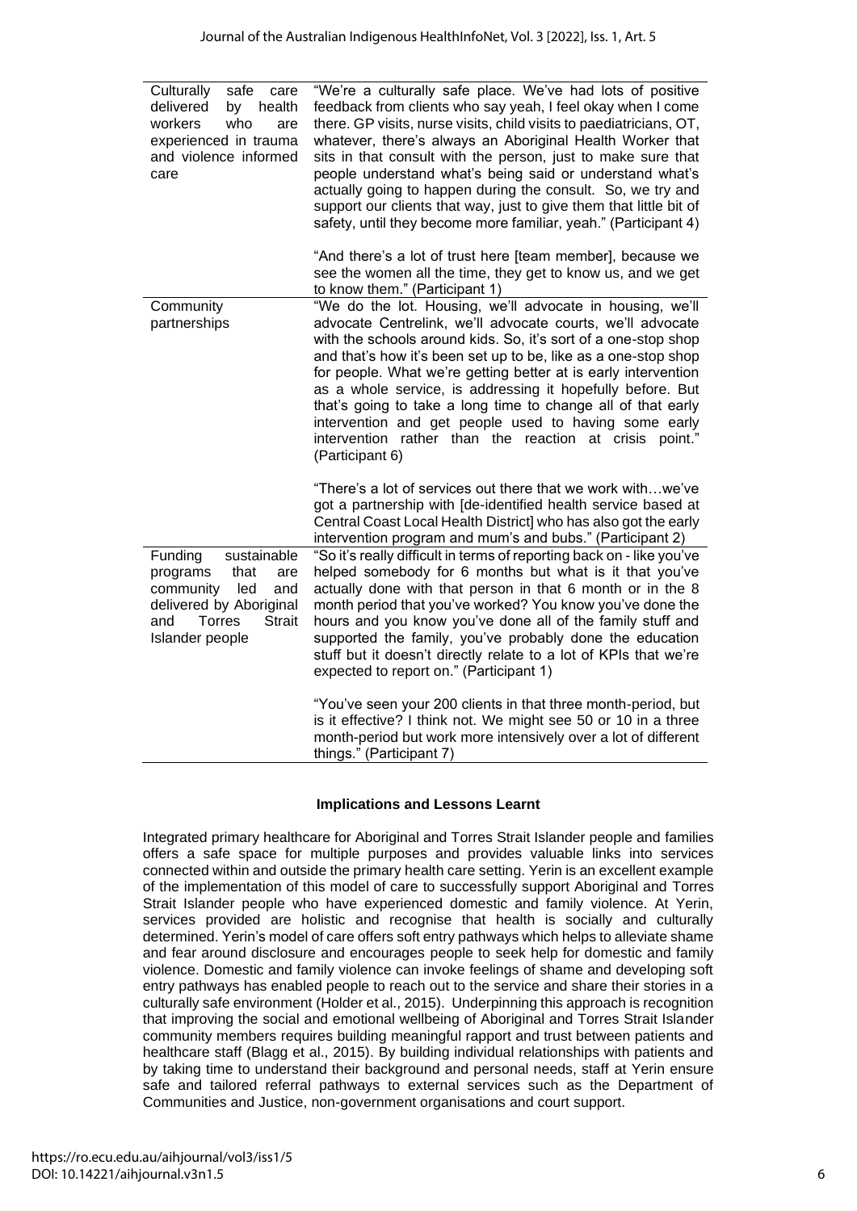| | |
|---|---|
| Culturally safe care delivered by health workers who are experienced in trauma and violence informed care | "We're a culturally safe place. We've had lots of positive feedback from clients who say yeah, I feel okay when I come there. GP visits, nurse visits, child visits to paediatricians, OT, whatever, there's always an Aboriginal Health Worker that sits in that consult with the person, just to make sure that people understand what's being said or understand what's actually going to happen during the consult. So, we try and support our clients that way, just to give them that little bit of safety, until they become more familiar, yeah." (Participant 4)<br><br>"And there's a lot of trust here [team member], because we see the women all the time, they get to know us, and we get to know them." (Participant 1) |
| Community partnerships | "We do the lot. Housing, we'll advocate in housing, we'll advocate Centrelink, we'll advocate courts, we'll advocate with the schools around kids. So, it's sort of a one-stop shop and that's how it's been set up to be, like as a one-stop shop for people. What we're getting better at is early intervention as a whole service, is addressing it hopefully before. But that's going to take a long time to change all of that early intervention and get people used to having some early intervention rather than the reaction at crisis point." (Participant 6)<br><br>"There's a lot of services out there that we work with…we've got a partnership with [de-identified health service based at Central Coast Local Health District] who has also got the early intervention program and mum's and bubs." (Participant 2) |
| Funding sustainable programs that are community led and delivered by Aboriginal and Torres Strait Islander people | "So it's really difficult in terms of reporting back on - like you've helped somebody for 6 months but what is it that you've actually done with that person in that 6 month or in the 8 month period that you've worked? You know you've done the hours and you know you've done all of the family stuff and supported the family, you've probably done the education stuff but it doesn't directly relate to a lot of KPIs that we're expected to report on." (Participant 1)<br><br>"You've seen your 200 clients in that three month-period, but is it effective? I think not. We might see 50 or 10 in a three month-period but work more intensively over a lot of different things." (Participant 7) |

### Implications and Lessons Learnt

Integrated primary healthcare for Aboriginal and Torres Strait Islander people and families offers a safe space for multiple purposes and provides valuable links into services connected within and outside the primary health care setting. Yerin is an excellent example of the implementation of this model of care to successfully support Aboriginal and Torres Strait Islander people who have experienced domestic and family violence. At Yerin, services provided are holistic and recognise that health is socially and culturally determined. Yerin's model of care offers soft entry pathways which helps to alleviate shame and fear around disclosure and encourages people to seek help for domestic and family violence. Domestic and family violence can invoke feelings of shame and developing soft entry pathways has enabled people to reach out to the service and share their stories in a culturally safe environment (Holder et al., 2015). Underpinning this approach is recognition that improving the social and emotional wellbeing of Aboriginal and Torres Strait Islander community members requires building meaningful rapport and trust between patients and healthcare staff (Blagg et al., 2015). By building individual relationships with patients and by taking time to understand their background and personal needs, staff at Yerin ensure safe and tailored referral pathways to external services such as the Department of Communities and Justice, non-government organisations and court support.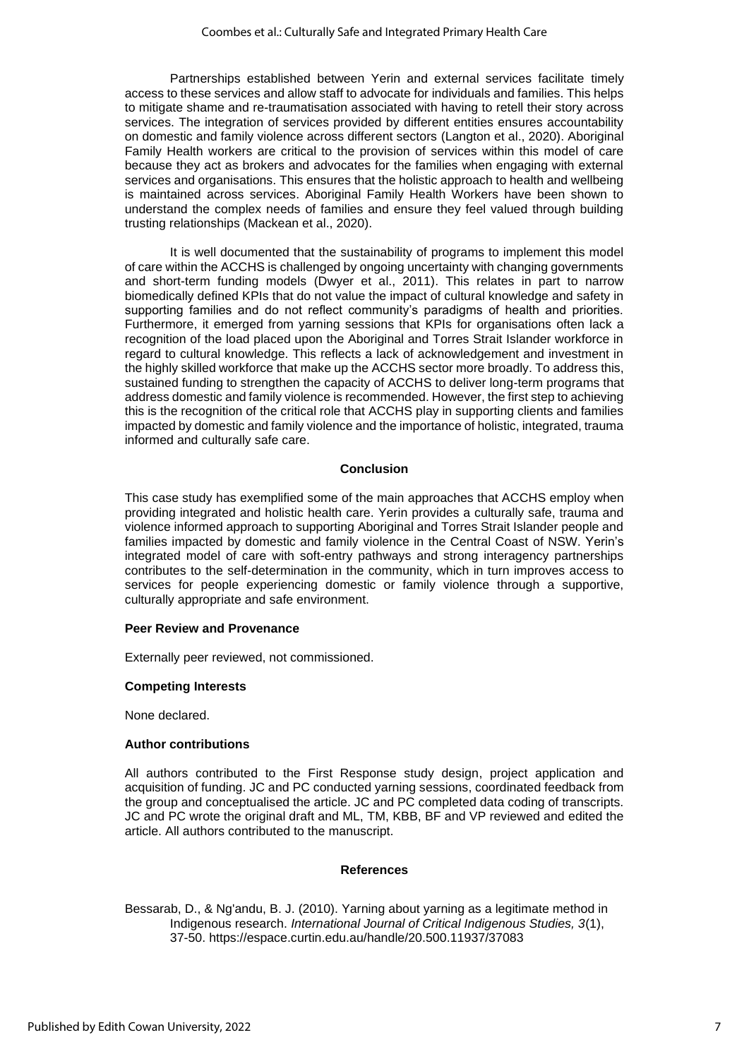Partnerships established between Yerin and external services facilitate timely access to these services and allow staff to advocate for individuals and families. This helps to mitigate shame and re-traumatisation associated with having to retell their story across services. The integration of services provided by different entities ensures accountability on domestic and family violence across different sectors (Langton et al., 2020). Aboriginal Family Health workers are critical to the provision of services within this model of care because they act as brokers and advocates for the families when engaging with external services and organisations. This ensures that the holistic approach to health and wellbeing is maintained across services. Aboriginal Family Health Workers have been shown to understand the complex needs of families and ensure they feel valued through building trusting relationships (Mackean et al., 2020).

It is well documented that the sustainability of programs to implement this model of care within the ACCHS is challenged by ongoing uncertainty with changing governments and short-term funding models (Dwyer et al., 2011). This relates in part to narrow biomedically defined KPIs that do not value the impact of cultural knowledge and safety in supporting families and do not reflect community's paradigms of health and priorities. Furthermore, it emerged from yarning sessions that KPIs for organisations often lack a recognition of the load placed upon the Aboriginal and Torres Strait Islander workforce in regard to cultural knowledge. This reflects a lack of acknowledgement and investment in the highly skilled workforce that make up the ACCHS sector more broadly. To address this, sustained funding to strengthen the capacity of ACCHS to deliver long-term programs that address domestic and family violence is recommended. However, the first step to achieving this is the recognition of the critical role that ACCHS play in supporting clients and families impacted by domestic and family violence and the importance of holistic, integrated, trauma informed and culturally safe care.

## Conclusion

This case study has exemplified some of the main approaches that ACCHS employ when providing integrated and holistic health care. Yerin provides a culturally safe, trauma and violence informed approach to supporting Aboriginal and Torres Strait Islander people and families impacted by domestic and family violence in the Central Coast of NSW. Yerin's integrated model of care with soft-entry pathways and strong interagency partnerships contributes to the self-determination in the community, which in turn improves access to services for people experiencing domestic or family violence through a supportive, culturally appropriate and safe environment.

### Peer Review and Provenance

Externally peer reviewed, not commissioned.

### Competing Interests

None declared.

### Author contributions

All authors contributed to the First Response study design, project application and acquisition of funding. JC and PC conducted yarning sessions, coordinated feedback from the group and conceptualised the article. JC and PC completed data coding of transcripts. JC and PC wrote the original draft and ML, TM, KBB, BF and VP reviewed and edited the article. All authors contributed to the manuscript.

## References

Bessarab, D., & Ng'andu, B. J. (2010). Yarning about yarning as a legitimate method in Indigenous research. *International Journal of Critical Indigenous Studies, 3*(1), 37-50. https://espace.curtin.edu.au/handle/20.500.11937/37083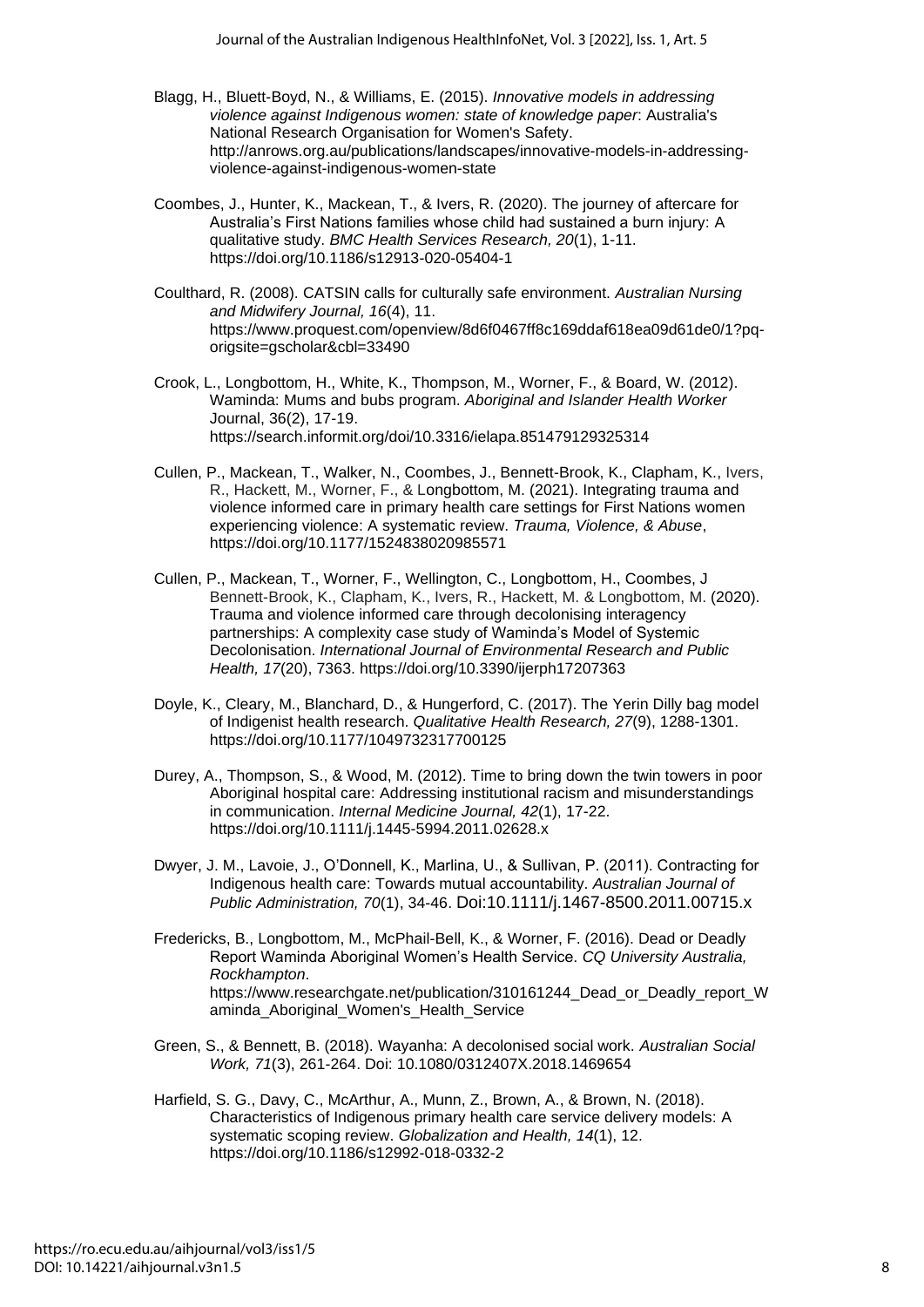Blagg, H., Bluett-Boyd, N., & Williams, E. (2015). *Innovative models in addressing violence against Indigenous women: state of knowledge paper*: Australia's National Research Organisation for Women's Safety. http://anrows.org.au/publications/landscapes/innovative-models-in-addressing-violence-against-indigenous-women-state

Coombes, J., Hunter, K., Mackean, T., & Ivers, R. (2020). The journey of aftercare for Australia's First Nations families whose child had sustained a burn injury: A qualitative study. *BMC Health Services Research, 20*(1), 1-11. https://doi.org/10.1186/s12913-020-05404-1

Coulthard, R. (2008). CATSIN calls for culturally safe environment. *Australian Nursing and Midwifery Journal, 16*(4), 11. https://www.proquest.com/openview/8d6f0467ff8c169ddaf618ea09d61de0/1?pq-origsite=gscholar&cbl=33490

Crook, L., Longbottom, H., White, K., Thompson, M., Worner, F., & Board, W. (2012). Waminda: Mums and bubs program. *Aboriginal and Islander Health Worker* Journal, 36(2), 17-19. https://search.informit.org/doi/10.3316/ielapa.851479129325314

Cullen, P., Mackean, T., Walker, N., Coombes, J., Bennett-Brook, K., Clapham, K., Ivers, R., Hackett, M., Worner, F., & Longbottom, M. (2021). Integrating trauma and violence informed care in primary health care settings for First Nations women experiencing violence: A systematic review. *Trauma, Violence, & Abuse*, https://doi.org/10.1177/1524838020985571

Cullen, P., Mackean, T., Worner, F., Wellington, C., Longbottom, H., Coombes, J Bennett-Brook, K., Clapham, K., Ivers, R., Hackett, M. & Longbottom, M. (2020). Trauma and violence informed care through decolonising interagency partnerships: A complexity case study of Waminda's Model of Systemic Decolonisation. *International Journal of Environmental Research and Public Health, 17*(20), 7363. https://doi.org/10.3390/ijerph17207363

Doyle, K., Cleary, M., Blanchard, D., & Hungerford, C. (2017). The Yerin Dilly bag model of Indigenist health research. *Qualitative Health Research, 27*(9), 1288-1301. https://doi.org/10.1177/1049732317700125

Durey, A., Thompson, S., & Wood, M. (2012). Time to bring down the twin towers in poor Aboriginal hospital care: Addressing institutional racism and misunderstandings in communication. *Internal Medicine Journal, 42*(1), 17-22. https://doi.org/10.1111/j.1445-5994.2011.02628.x

Dwyer, J. M., Lavoie, J., O'Donnell, K., Marlina, U., & Sullivan, P. (2011). Contracting for Indigenous health care: Towards mutual accountability. *Australian Journal of Public Administration, 70*(1), 34-46. Doi:10.1111/j.1467-8500.2011.00715.x

Fredericks, B., Longbottom, M., McPhail-Bell, K., & Worner, F. (2016). Dead or Deadly Report Waminda Aboriginal Women's Health Service. *CQ University Australia, Rockhampton*. https://www.researchgate.net/publication/310161244_Dead_or_Deadly_report_Waminda_Aboriginal_Women's_Health_Service

Green, S., & Bennett, B. (2018). Wayanha: A decolonised social work. *Australian Social Work, 71*(3), 261-264. Doi: 10.1080/0312407X.2018.1469654

Harfield, S. G., Davy, C., McArthur, A., Munn, Z., Brown, A., & Brown, N. (2018). Characteristics of Indigenous primary health care service delivery models: A systematic scoping review. *Globalization and Health, 14*(1), 12. https://doi.org/10.1186/s12992-018-0332-2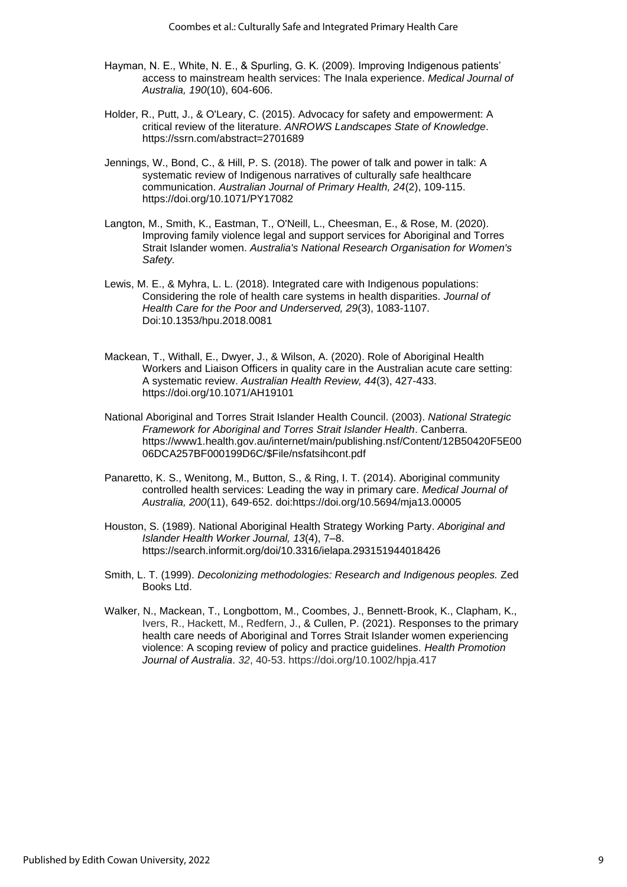Hayman, N. E., White, N. E., & Spurling, G. K. (2009). Improving Indigenous patients' access to mainstream health services: The Inala experience. *Medical Journal of Australia, 190*(10), 604-606.

Holder, R., Putt, J., & O'Leary, C. (2015). Advocacy for safety and empowerment: A critical review of the literature. *ANROWS Landscapes State of Knowledge*. https://ssrn.com/abstract=2701689

Jennings, W., Bond, C., & Hill, P. S. (2018). The power of talk and power in talk: A systematic review of Indigenous narratives of culturally safe healthcare communication. *Australian Journal of Primary Health, 24*(2), 109-115. https://doi.org/10.1071/PY17082

Langton, M., Smith, K., Eastman, T., O'Neill, L., Cheesman, E., & Rose, M. (2020). Improving family violence legal and support services for Aboriginal and Torres Strait Islander women. *Australia's National Research Organisation for Women's Safety.*

Lewis, M. E., & Myhra, L. L. (2018). Integrated care with Indigenous populations: Considering the role of health care systems in health disparities. *Journal of Health Care for the Poor and Underserved, 29*(3), 1083-1107. Doi:10.1353/hpu.2018.0081

Mackean, T., Withall, E., Dwyer, J., & Wilson, A. (2020). Role of Aboriginal Health Workers and Liaison Officers in quality care in the Australian acute care setting: A systematic review. *Australian Health Review, 44*(3), 427-433. https://doi.org/10.1071/AH19101

National Aboriginal and Torres Strait Islander Health Council. (2003). *National Strategic Framework for Aboriginal and Torres Strait Islander Health*. Canberra. https://www1.health.gov.au/internet/main/publishing.nsf/Content/12B50420F5E0006DCA257BF000199D6C/$File/nsfatsihcont.pdf

Panaretto, K. S., Wenitong, M., Button, S., & Ring, I. T. (2014). Aboriginal community controlled health services: Leading the way in primary care. *Medical Journal of Australia, 200*(11), 649-652. doi:https://doi.org/10.5694/mja13.00005

Houston, S. (1989). National Aboriginal Health Strategy Working Party. *Aboriginal and Islander Health Worker Journal, 13*(4), 7–8. https://search.informit.org/doi/10.3316/ielapa.293151944018426

Smith, L. T. (1999). *Decolonizing methodologies: Research and Indigenous peoples.* Zed Books Ltd.

Walker, N., Mackean, T., Longbottom, M., Coombes, J., Bennett-Brook, K., Clapham, K., Ivers, R., Hackett, M., Redfern, J., & Cullen, P. (2021). Responses to the primary health care needs of Aboriginal and Torres Strait Islander women experiencing violence: A scoping review of policy and practice guidelines. *Health Promotion Journal of Australia*. *32*, 40-53. https://doi.org/10.1002/hpja.417